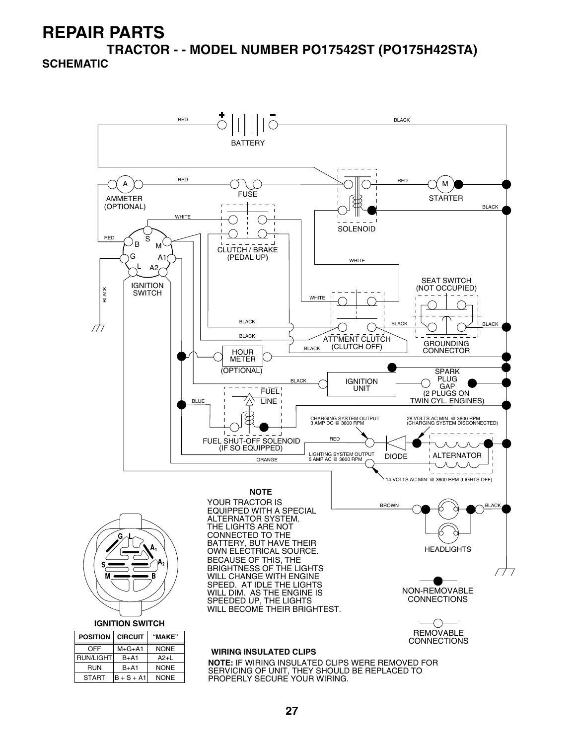# REPAIR PARTS

## TRACTOR - - MODEL NUMBER PO17542ST (PO175H42STA)

### SCHEMATIC

BATTERY

AMMETER (OPTIONAL)

FUSE

SOLENOID

STARTER

IGNITION SWITCH

CLUTCH / BRAKE (PEDAL UP)

SEAT SWITCH (NOT OCCUPIED)

ATT'MENT CLUTCH (CLUTCH OFF)

GROUNDING CONNECTOR

HOUR METER (OPTIONAL)

IGNITION UNIT

SPARK PLUG GAP (2 PLUGS ON TWIN CYL. ENGINES)

FUEL LINE

FUEL SHUT-OFF SOLENOID (IF SO EQUIPPED)

CHARGING SYSTEM OUTPUT 3 AMP DC @ 3600 RPM

28 VOLTS AC MIN. @ 3600 RPM (CHARGING SYSTEM DISCONNECTED)

LIGHTING SYSTEM OUTPUT 5 AMP AC @ 3600 RPM

DIODE

ALTERNATOR

14 VOLTS AC MIN. @ 3600 RPM (LIGHTS OFF)

HEADLIGHTS

**NOTE**

YOUR TRACTOR IS EQUIPPED WITH A SPECIAL ALTERNATOR SYSTEM. THE LIGHTS ARE NOT CONNECTED TO THE BATTERY, BUT HAVE THEIR OWN ELECTRICAL SOURCE. BECAUSE OF THIS, THE BRIGHTNESS OF THE LIGHTS WILL CHANGE WITH ENGINE SPEED. AT IDLE THE LIGHTS WILL DIM. AS THE ENGINE IS SPEEDED UP, THE LIGHTS WILL BECOME THEIR BRIGHTEST.

NON-REMOVABLE CONNECTIONS

REMOVABLE CONNECTIONS

**IGNITION SWITCH**

| POSITION | CIRCUIT | "MAKE" |
|---|---|---|
| OFF | M+G+A1 | NONE |
| RUN/LIGHT | B+A1 | A2+L |
| RUN | B+A1 | NONE |
| START | B + S + A1 | NONE |

**WIRING INSULATED CLIPS**

**NOTE:** IF WIRING INSULATED CLIPS WERE REMOVED FOR SERVICING OF UNIT, THEY SHOULD BE REPLACED TO PROPERLY SECURE YOUR WIRING.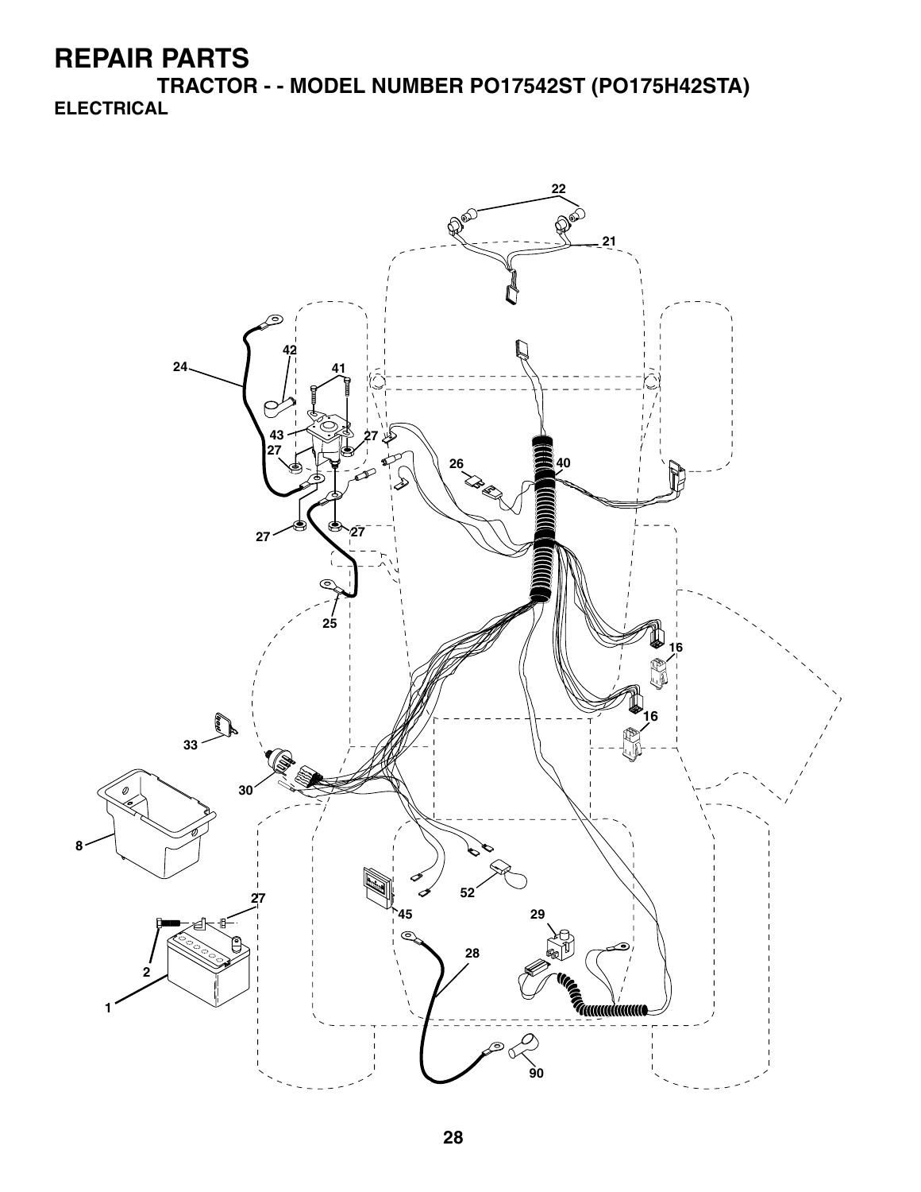# REPAIR PARTS

## TRACTOR - - MODEL NUMBER PO17542ST (PO175H42STA)

### ELECTRICAL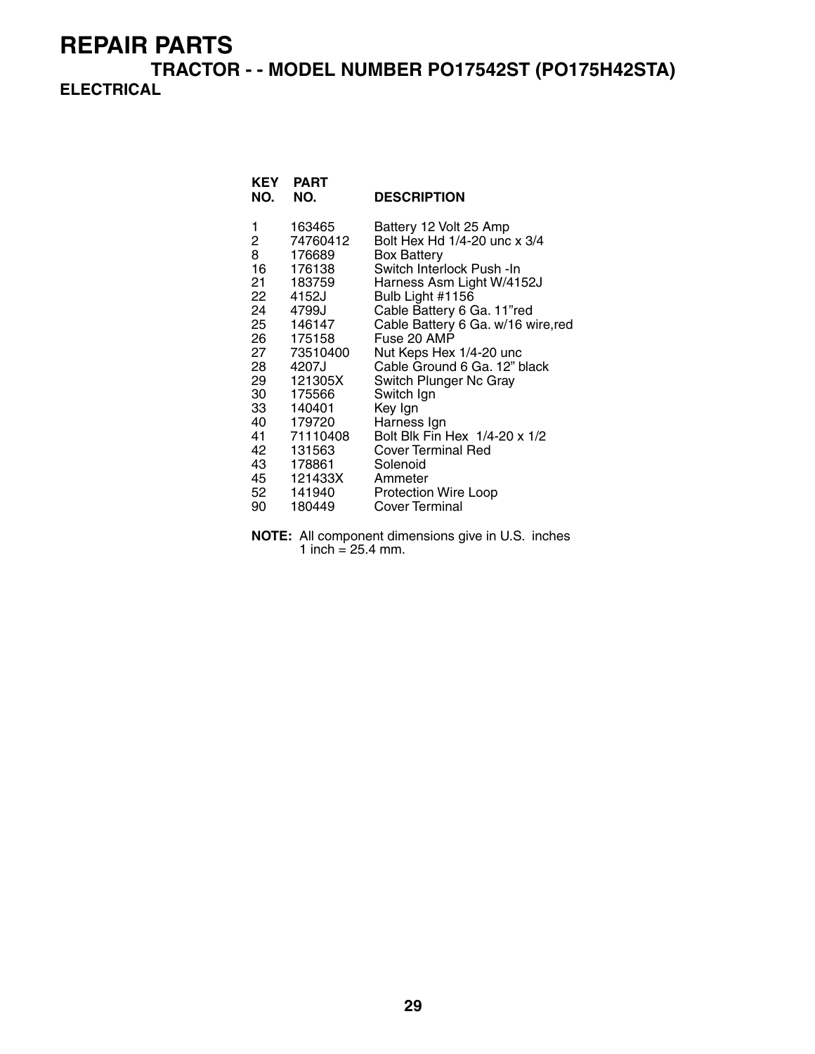# REPAIR PARTS

## TRACTOR - - MODEL NUMBER PO17542ST (PO175H42STA)

### ELECTRICAL

| KEY NO. | PART NO. | DESCRIPTION |
|---|---|---|
| 1 | 163465 | Battery 12 Volt 25 Amp |
| 2 | 74760412 | Bolt Hex Hd 1/4-20 unc x 3/4 |
| 8 | 176689 | Box Battery |
| 16 | 176138 | Switch Interlock Push -In |
| 21 | 183759 | Harness Asm Light W/4152J |
| 22 | 4152J | Bulb Light #1156 |
| 24 | 4799J | Cable Battery 6 Ga. 11"red |
| 25 | 146147 | Cable Battery 6 Ga. w/16 wire,red |
| 26 | 175158 | Fuse 20 AMP |
| 27 | 73510400 | Nut Keps Hex 1/4-20 unc |
| 28 | 4207J | Cable Ground 6 Ga. 12" black |
| 29 | 121305X | Switch Plunger Nc Gray |
| 30 | 175566 | Switch Ign |
| 33 | 140401 | Key Ign |
| 40 | 179720 | Harness Ign |
| 41 | 71110408 | Bolt Blk Fin Hex 1/4-20 x 1/2 |
| 42 | 131563 | Cover Terminal Red |
| 43 | 178861 | Solenoid |
| 45 | 121433X | Ammeter |
| 52 | 141940 | Protection Wire Loop |
| 90 | 180449 | Cover Terminal |

**NOTE:** All component dimensions give in U.S. inches
1 inch = 25.4 mm.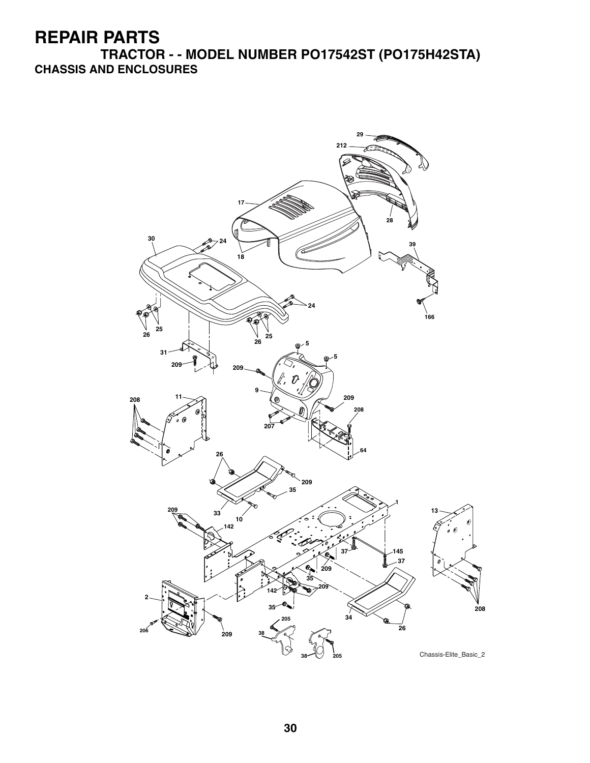# REPAIR PARTS

## TRACTOR - - MODEL NUMBER PO17542ST (PO175H42STA)

### CHASSIS AND ENCLOSURES

29
212
17
28
30
24
18
39
24
166
26
25
25
26
5
31
5
209
209
9
209
208
11
208
207
64
26
209
35
1
13
209
33
10
142
37
145
37
209
35
209
142
2
35
208
34
205
26
206
209
38
38
205

Chassis-Elite_Basic_2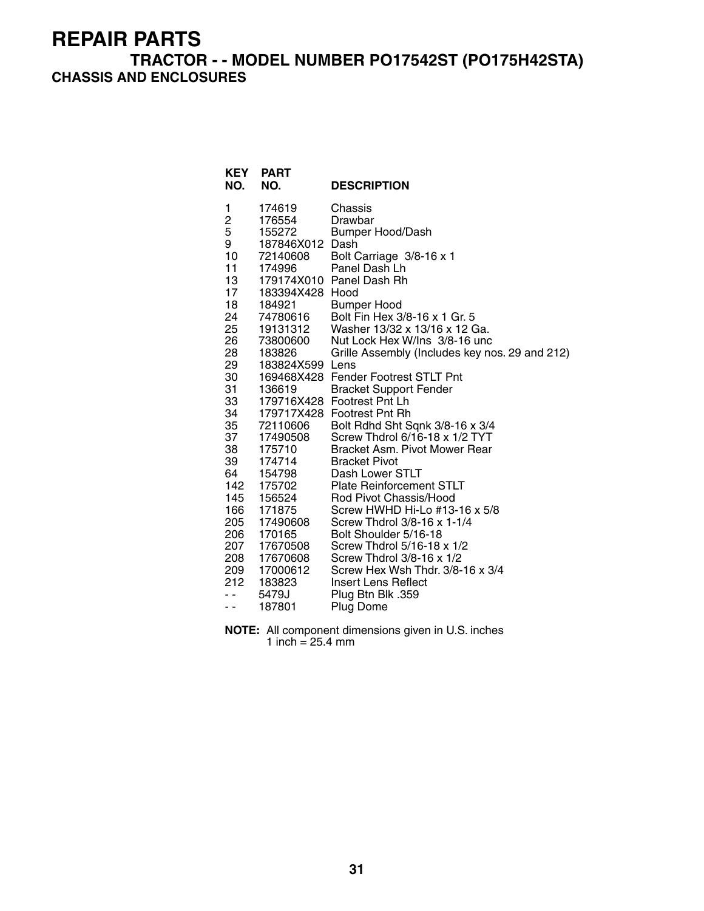# REPAIR PARTS

## TRACTOR - - MODEL NUMBER PO17542ST (PO175H42STA)

### CHASSIS AND ENCLOSURES

| KEY NO. | PART NO. | DESCRIPTION |
|---|---|---|
| 1 | 174619 | Chassis |
| 2 | 176554 | Drawbar |
| 5 | 155272 | Bumper Hood/Dash |
| 9 | 187846X012 | Dash |
| 10 | 72140608 | Bolt Carriage 3/8-16 x 1 |
| 11 | 174996 | Panel Dash Lh |
| 13 | 179174X010 | Panel Dash Rh |
| 17 | 183394X428 | Hood |
| 18 | 184921 | Bumper Hood |
| 24 | 74780616 | Bolt Fin Hex 3/8-16 x 1 Gr. 5 |
| 25 | 19131312 | Washer 13/32 x 13/16 x 12 Ga. |
| 26 | 73800600 | Nut Lock Hex W/Ins 3/8-16 unc |
| 28 | 183826 | Grille Assembly (Includes key nos. 29 and 212) |
| 29 | 183824X599 | Lens |
| 30 | 169468X428 | Fender Footrest STLT Pnt |
| 31 | 136619 | Bracket Support Fender |
| 33 | 179716X428 | Footrest Pnt Lh |
| 34 | 179717X428 | Footrest Pnt Rh |
| 35 | 72110606 | Bolt Rdhd Sht Sqnk 3/8-16 x 3/4 |
| 37 | 17490508 | Screw Thdrol 6/16-18 x 1/2 TYT |
| 38 | 175710 | Bracket Asm. Pivot Mower Rear |
| 39 | 174714 | Bracket Pivot |
| 64 | 154798 | Dash Lower STLT |
| 142 | 175702 | Plate Reinforcement STLT |
| 145 | 156524 | Rod Pivot Chassis/Hood |
| 166 | 171875 | Screw HWHD Hi-Lo #13-16 x 5/8 |
| 205 | 17490608 | Screw Thdrol 3/8-16 x 1-1/4 |
| 206 | 170165 | Bolt Shoulder 5/16-18 |
| 207 | 17670508 | Screw Thdrol 5/16-18 x 1/2 |
| 208 | 17670608 | Screw Thdrol 3/8-16 x 1/2 |
| 209 | 17000612 | Screw Hex Wsh Thdr. 3/8-16 x 3/4 |
| 212 | 183823 | Insert Lens Reflect |
| - - | 5479J | Plug Btn Blk .359 |
| - - | 187801 | Plug Dome |

**NOTE:** All component dimensions given in U.S. inches
1 inch = 25.4 mm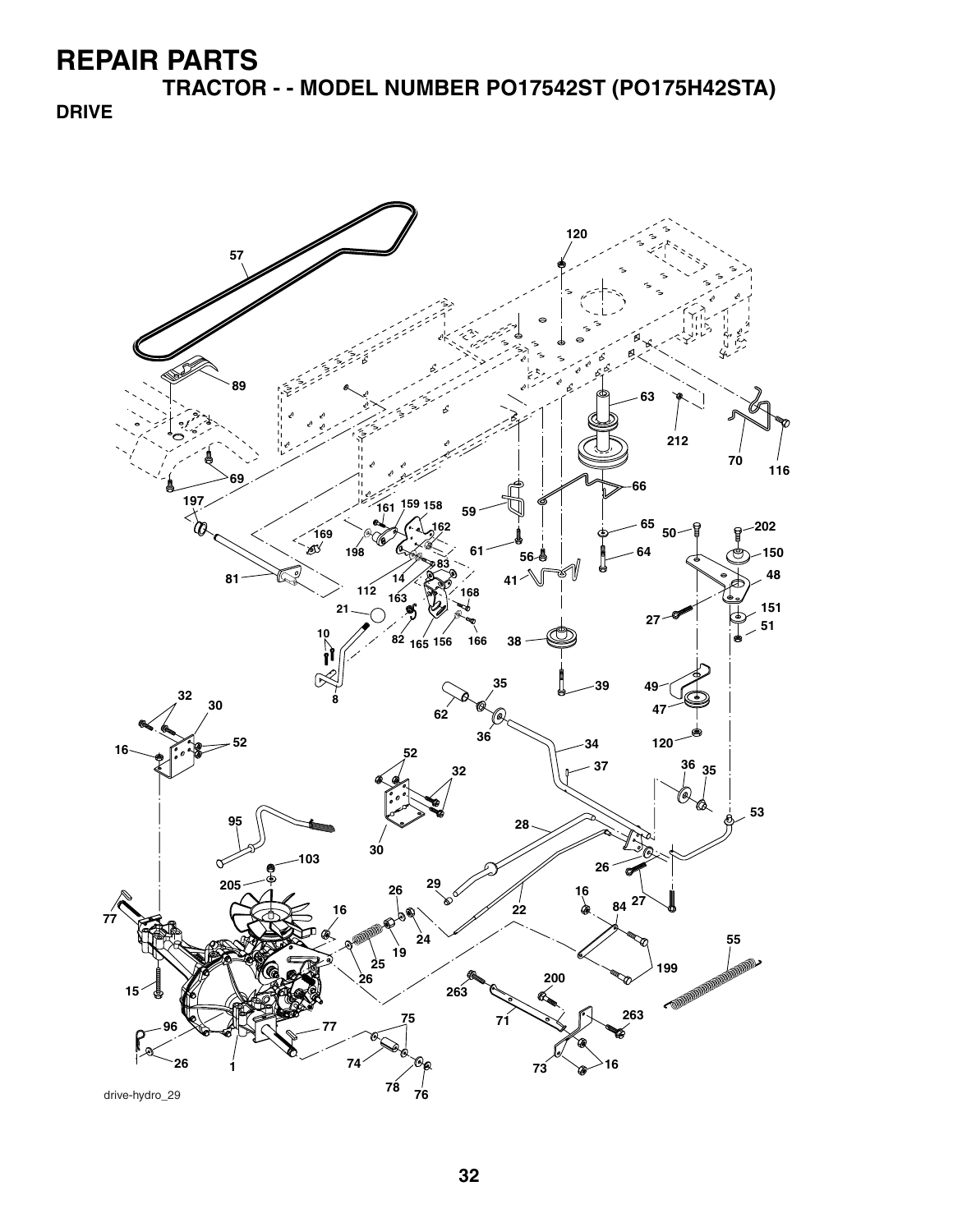# REPAIR PARTS

## TRACTOR - - MODEL NUMBER PO17542ST (PO175H42STA)

### DRIVE

drive-hydro_29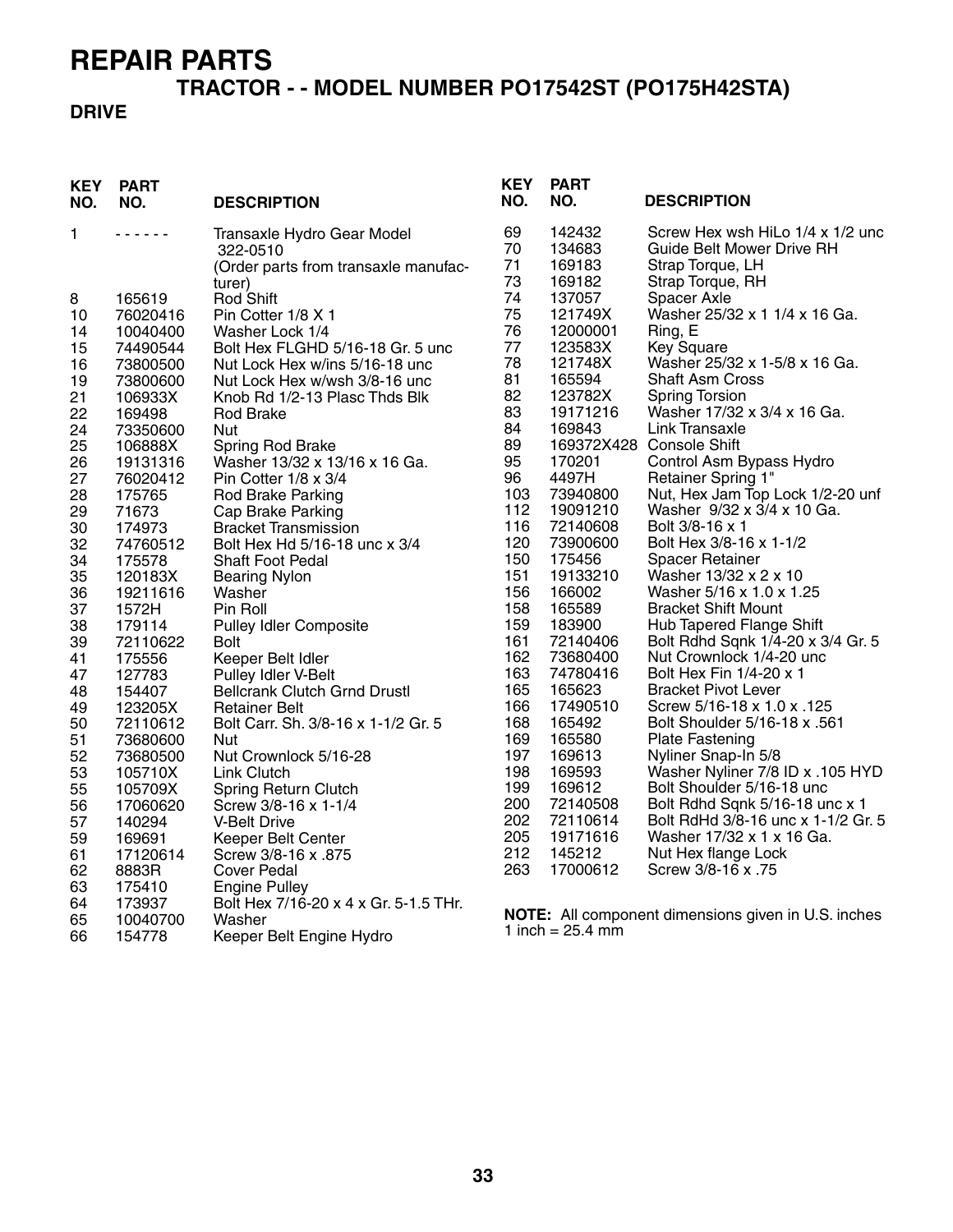# REPAIR PARTS

## TRACTOR - - MODEL NUMBER PO17542ST (PO175H42STA)

### DRIVE

| KEY NO. | PART NO. | DESCRIPTION |
|---|---|---|
| 1 | - - - - - - | Transaxle Hydro Gear Model 322-0510 (Order parts from transaxle manufacturer) |
| 8 | 165619 | Rod Shift |
| 10 | 76020416 | Pin Cotter 1/8 X 1 |
| 14 | 10040400 | Washer Lock 1/4 |
| 15 | 74490544 | Bolt Hex FLGHD 5/16-18 Gr. 5 unc |
| 16 | 73800500 | Nut Lock Hex w/ins 5/16-18 unc |
| 19 | 73800600 | Nut Lock Hex w/wsh 3/8-16 unc |
| 21 | 106933X | Knob Rd 1/2-13 Plasc Thds Blk |
| 22 | 169498 | Rod Brake |
| 24 | 73350600 | Nut |
| 25 | 106888X | Spring Rod Brake |
| 26 | 19131316 | Washer 13/32 x 13/16 x 16 Ga. |
| 27 | 76020412 | Pin Cotter 1/8 x 3/4 |
| 28 | 175765 | Rod Brake Parking |
| 29 | 71673 | Cap Brake Parking |
| 30 | 174973 | Bracket Transmission |
| 32 | 74760512 | Bolt Hex Hd 5/16-18 unc x 3/4 |
| 34 | 175578 | Shaft Foot Pedal |
| 35 | 120183X | Bearing Nylon |
| 36 | 19211616 | Washer |
| 37 | 1572H | Pin Roll |
| 38 | 179114 | Pulley Idler Composite |
| 39 | 72110622 | Bolt |
| 41 | 175556 | Keeper Belt Idler |
| 47 | 127783 | Pulley Idler V-Belt |
| 48 | 154407 | Bellcrank Clutch Grnd Drustl |
| 49 | 123205X | Retainer Belt |
| 50 | 72110612 | Bolt Carr. Sh. 3/8-16 x 1-1/2 Gr. 5 |
| 51 | 73680600 | Nut |
| 52 | 73680500 | Nut Crownlock 5/16-28 |
| 53 | 105710X | Link Clutch |
| 55 | 105709X | Spring Return Clutch |
| 56 | 17060620 | Screw 3/8-16 x 1-1/4 |
| 57 | 140294 | V-Belt Drive |
| 59 | 169691 | Keeper Belt Center |
| 61 | 17120614 | Screw 3/8-16 x .875 |
| 62 | 8883R | Cover Pedal |
| 63 | 175410 | Engine Pulley |
| 64 | 173937 | Bolt Hex 7/16-20 x 4 x Gr. 5-1.5 THr. |
| 65 | 10040700 | Washer |
| 66 | 154778 | Keeper Belt Engine Hydro |
| 69 | 142432 | Screw Hex wsh HiLo 1/4 x 1/2 unc |
| 70 | 134683 | Guide Belt Mower Drive RH |
| 71 | 169183 | Strap Torque, LH |
| 73 | 169182 | Strap Torque, RH |
| 74 | 137057 | Spacer Axle |
| 75 | 121749X | Washer 25/32 x 1 1/4 x 16 Ga. |
| 76 | 12000001 | Ring, E |
| 77 | 123583X | Key Square |
| 78 | 121748X | Washer 25/32 x 1-5/8 x 16 Ga. |
| 81 | 165594 | Shaft Asm Cross |
| 82 | 123782X | Spring Torsion |
| 83 | 19171216 | Washer 17/32 x 3/4 x 16 Ga. |
| 84 | 169843 | Link Transaxle |
| 89 | 169372X428 | Console Shift |
| 95 | 170201 | Control Asm Bypass Hydro |
| 96 | 4497H | Retainer Spring 1" |
| 103 | 73940800 | Nut, Hex Jam Top Lock 1/2-20 unf |
| 112 | 19091210 | Washer 9/32 x 3/4 x 10 Ga. |
| 116 | 72140608 | Bolt 3/8-16 x 1 |
| 120 | 73900600 | Bolt Hex 3/8-16 x 1-1/2 |
| 150 | 175456 | Spacer Retainer |
| 151 | 19133210 | Washer 13/32 x 2 x 10 |
| 156 | 166002 | Washer 5/16 x 1.0 x 1.25 |
| 158 | 165589 | Bracket Shift Mount |
| 159 | 183900 | Hub Tapered Flange Shift |
| 161 | 72140406 | Bolt Rdhd Sqnk 1/4-20 x 3/4 Gr. 5 |
| 162 | 73680400 | Nut Crownlock 1/4-20 unc |
| 163 | 74780416 | Bolt Hex Fin 1/4-20 x 1 |
| 165 | 165623 | Bracket Pivot Lever |
| 166 | 17490510 | Screw 5/16-18 x 1.0 x .125 |
| 168 | 165492 | Bolt Shoulder 5/16-18 x .561 |
| 169 | 165580 | Plate Fastening |
| 197 | 169613 | Nyliner Snap-In 5/8 |
| 198 | 169593 | Washer Nyliner 7/8 ID x .105 HYD |
| 199 | 169612 | Bolt Shoulder 5/16-18 unc |
| 200 | 72140508 | Bolt Rdhd Sqnk 5/16-18 unc x 1 |
| 202 | 72110614 | Bolt RdHd 3/8-16 unc x 1-1/2 Gr. 5 |
| 205 | 19171616 | Washer 17/32 x 1 x 16 Ga. |
| 212 | 145212 | Nut Hex flange Lock |
| 263 | 17000612 | Screw 3/8-16 x .75 |

**NOTE:** All component dimensions given in U.S. inches
1 inch = 25.4 mm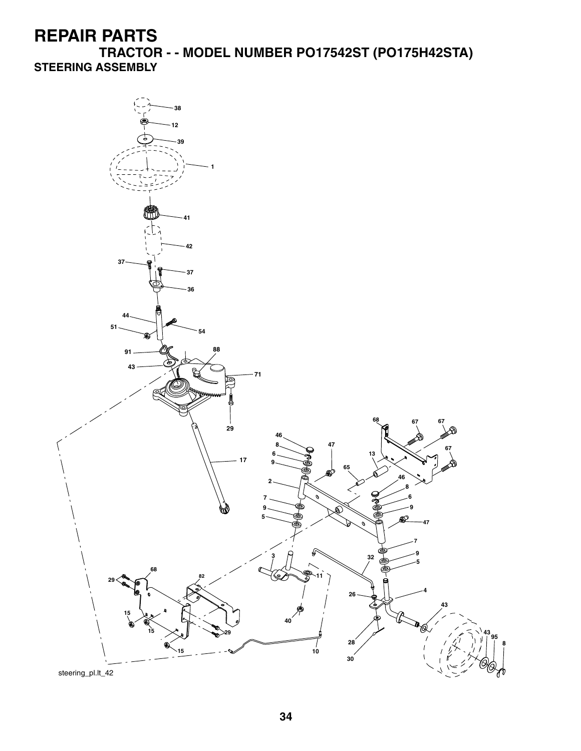# REPAIR PARTS

## TRACTOR - - MODEL NUMBER PO17542ST (PO175H42STA)

### STEERING ASSEMBLY

steering_pl.lt_42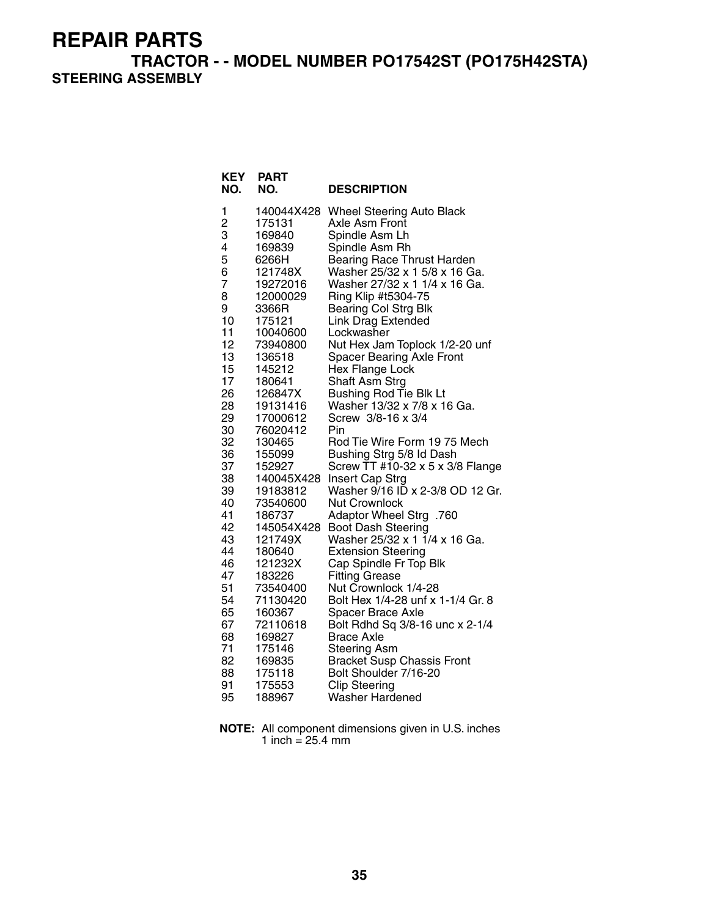# REPAIR PARTS

## TRACTOR - - MODEL NUMBER PO17542ST (PO175H42STA)

### STEERING ASSEMBLY

| KEY NO. | PART NO. | DESCRIPTION |
|---|---|---|
| 1 | 140044X428 | Wheel Steering Auto Black |
| 2 | 175131 | Axle Asm Front |
| 3 | 169840 | Spindle Asm Lh |
| 4 | 169839 | Spindle Asm Rh |
| 5 | 6266H | Bearing Race Thrust Harden |
| 6 | 121748X | Washer 25/32 x 1 5/8 x 16 Ga. |
| 7 | 19272016 | Washer 27/32 x 1 1/4 x 16 Ga. |
| 8 | 12000029 | Ring Klip #t5304-75 |
| 9 | 3366R | Bearing Col Strg Blk |
| 10 | 175121 | Link Drag Extended |
| 11 | 10040600 | Lockwasher |
| 12 | 73940800 | Nut Hex Jam Toplock 1/2-20 unf |
| 13 | 136518 | Spacer Bearing Axle Front |
| 15 | 145212 | Hex Flange Lock |
| 17 | 180641 | Shaft Asm Strg |
| 26 | 126847X | Bushing Rod Tie Blk Lt |
| 28 | 19131416 | Washer 13/32 x 7/8 x 16 Ga. |
| 29 | 17000612 | Screw 3/8-16 x 3/4 |
| 30 | 76020412 | Pin |
| 32 | 130465 | Rod Tie Wire Form 19 75 Mech |
| 36 | 155099 | Bushing Strg 5/8 Id Dash |
| 37 | 152927 | Screw TT #10-32 x 5 x 3/8 Flange |
| 38 | 140045X428 | Insert Cap Strg |
| 39 | 19183812 | Washer 9/16 ID x 2-3/8 OD 12 Gr. |
| 40 | 73540600 | Nut Crownlock |
| 41 | 186737 | Adaptor Wheel Strg .760 |
| 42 | 145054X428 | Boot Dash Steering |
| 43 | 121749X | Washer 25/32 x 1 1/4 x 16 Ga. |
| 44 | 180640 | Extension Steering |
| 46 | 121232X | Cap Spindle Fr Top Blk |
| 47 | 183226 | Fitting Grease |
| 51 | 73540400 | Nut Crownlock 1/4-28 |
| 54 | 71130420 | Bolt Hex 1/4-28 unf x 1-1/4 Gr. 8 |
| 65 | 160367 | Spacer Brace Axle |
| 67 | 72110618 | Bolt Rdhd Sq 3/8-16 unc x 2-1/4 |
| 68 | 169827 | Brace Axle |
| 71 | 175146 | Steering Asm |
| 82 | 169835 | Bracket Susp Chassis Front |
| 88 | 175118 | Bolt Shoulder 7/16-20 |
| 91 | 175553 | Clip Steering |
| 95 | 188967 | Washer Hardened |

**NOTE:** All component dimensions given in U.S. inches
1 inch = 25.4 mm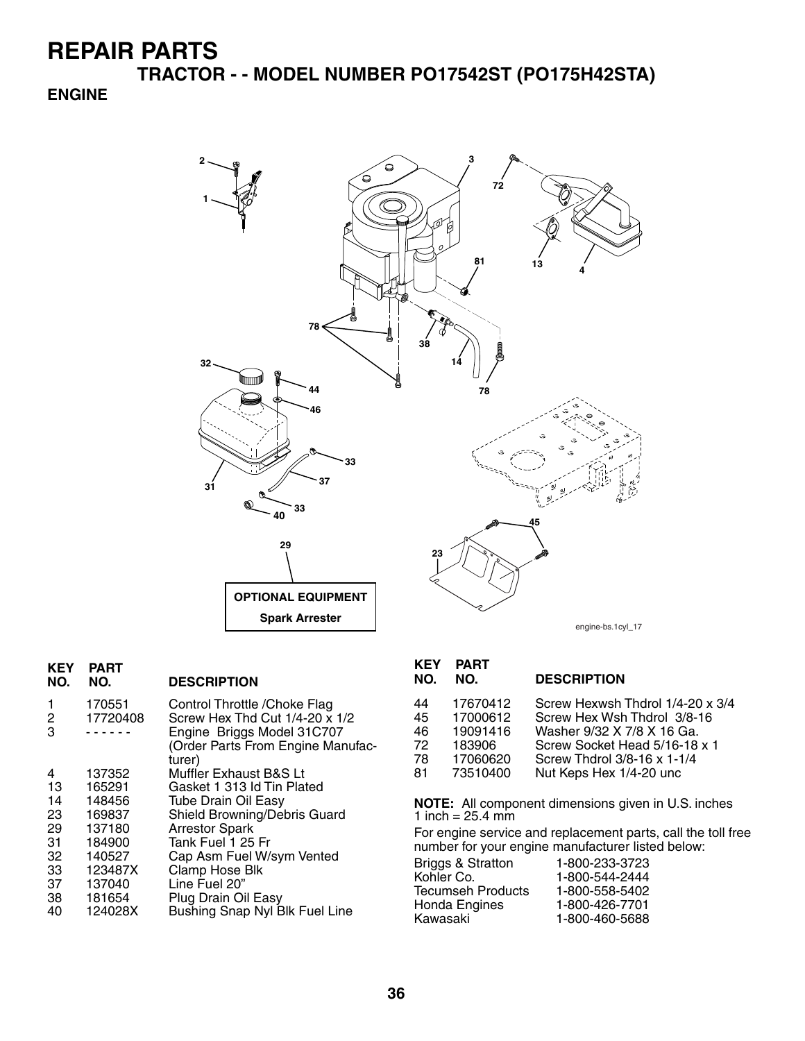# REPAIR PARTS

## TRACTOR - - MODEL NUMBER PO17542ST (PO175H42STA)

### ENGINE

OPTIONAL EQUIPMENT

Spark Arrester

engine-bs.1cyl_17

| KEY NO. | PART NO. | DESCRIPTION |
|---|---|---|
| 1 | 170551 | Control Throttle /Choke Flag |
| 2 | 17720408 | Screw Hex Thd Cut 1/4-20 x 1/2 |
| 3 | - - - - - - | Engine Briggs Model 31C707 (Order Parts From Engine Manufacturer) |
| 4 | 137352 | Muffler Exhaust B&S Lt |
| 13 | 165291 | Gasket 1 313 Id Tin Plated |
| 14 | 148456 | Tube Drain Oil Easy |
| 23 | 169837 | Shield Browning/Debris Guard |
| 29 | 137180 | Arrestor Spark |
| 31 | 184900 | Tank Fuel 1 25 Fr |
| 32 | 140527 | Cap Asm Fuel W/sym Vented |
| 33 | 123487X | Clamp Hose Blk |
| 37 | 137040 | Line Fuel 20" |
| 38 | 181654 | Plug Drain Oil Easy |
| 40 | 124028X | Bushing Snap Nyl Blk Fuel Line |
| 44 | 17670412 | Screw Hexwsh Thdrol 1/4-20 x 3/4 |
| 45 | 17000612 | Screw Hex Wsh Thdrol 3/8-16 |
| 46 | 19091416 | Washer 9/32 X 7/8 X 16 Ga. |
| 72 | 183906 | Screw Socket Head 5/16-18 x 1 |
| 78 | 17060620 | Screw Thdrol 3/8-16 x 1-1/4 |
| 81 | 73510400 | Nut Keps Hex 1/4-20 unc |

**NOTE:** All component dimensions given in U.S. inches
1 inch = 25.4 mm

For engine service and replacement parts, call the toll free number for your engine manufacturer listed below:

| | |
|---|---|
| Briggs & Stratton | 1-800-233-3723 |
| Kohler Co. | 1-800-544-2444 |
| Tecumseh Products | 1-800-558-5402 |
| Honda Engines | 1-800-426-7701 |
| Kawasaki | 1-800-460-5688 |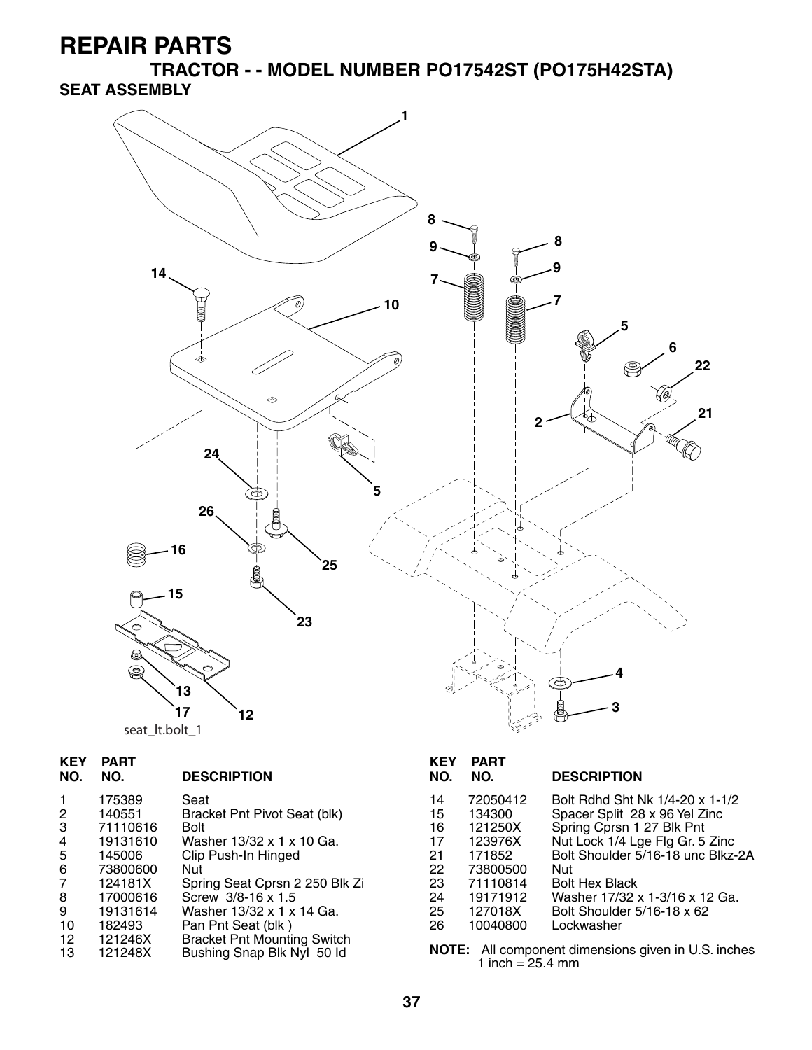# REPAIR PARTS

## TRACTOR - - MODEL NUMBER PO17542ST (PO175H42STA)

### SEAT ASSEMBLY

seat_lt.bolt_1

| KEY NO. | PART NO. | DESCRIPTION |
|---|---|---|
| 1 | 175389 | Seat |
| 2 | 140551 | Bracket Pnt Pivot Seat (blk) |
| 3 | 71110616 | Bolt |
| 4 | 19131610 | Washer 13/32 x 1 x 10 Ga. |
| 5 | 145006 | Clip Push-In Hinged |
| 6 | 73800600 | Nut |
| 7 | 124181X | Spring Seat Cprsn 2 250 Blk Zi |
| 8 | 17000616 | Screw 3/8-16 x 1.5 |
| 9 | 19131614 | Washer 13/32 x 1 x 14 Ga. |
| 10 | 182493 | Pan Pnt Seat (blk ) |
| 12 | 121246X | Bracket Pnt Mounting Switch |
| 13 | 121248X | Bushing Snap Blk Nyl 50 Id |
| 14 | 72050412 | Bolt Rdhd Sht Nk 1/4-20 x 1-1/2 |
| 15 | 134300 | Spacer Split 28 x 96 Yel Zinc |
| 16 | 121250X | Spring Cprsn 1 27 Blk Pnt |
| 17 | 123976X | Nut Lock 1/4 Lge Flg Gr. 5 Zinc |
| 21 | 171852 | Bolt Shoulder 5/16-18 unc Blkz-2A |
| 22 | 73800500 | Nut |
| 23 | 71110814 | Bolt Hex Black |
| 24 | 19171912 | Washer 17/32 x 1-3/16 x 12 Ga. |
| 25 | 127018X | Bolt Shoulder 5/16-18 x 62 |
| 26 | 10040800 | Lockwasher |

**NOTE:** All component dimensions given in U.S. inches
1 inch = 25.4 mm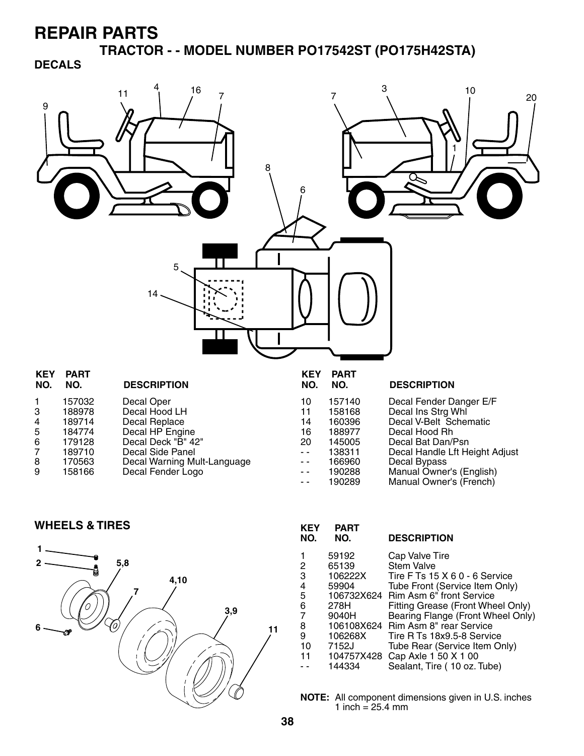# REPAIR PARTS

## TRACTOR - - MODEL NUMBER PO17542ST (PO175H42STA)

### DECALS

| KEY NO. | PART NO. | DESCRIPTION |
|---|---|---|
| 1 | 157032 | Decal Oper |
| 3 | 188978 | Decal Hood LH |
| 4 | 189714 | Decal Replace |
| 5 | 184774 | Decal HP Engine |
| 6 | 179128 | Decal Deck "B" 42" |
| 7 | 189710 | Decal Side Panel |
| 8 | 170563 | Decal Warning Mult-Language |
| 9 | 158166 | Decal Fender Logo |
| 10 | 157140 | Decal Fender Danger E/F |
| 11 | 158168 | Decal Ins Strg Whl |
| 14 | 160396 | Decal V-Belt Schematic |
| 16 | 188977 | Decal Hood Rh |
| 20 | 145005 | Decal Bat Dan/Psn |
| - - | 138311 | Decal Handle Lft Height Adjust |
| - - | 166960 | Decal Bypass |
| - - | 190288 | Manual Owner's (English) |
| - - | 190289 | Manual Owner's (French) |

### WHEELS & TIRES

| KEY NO. | PART NO. | DESCRIPTION |
|---|---|---|
| 1 | 59192 | Cap Valve Tire |
| 2 | 65139 | Stem Valve |
| 3 | 106222X | Tire F Ts 15 X 6 0 - 6 Service |
| 4 | 59904 | Tube Front (Service Item Only) |
| 5 | 106732X624 | Rim Asm 6" front Service |
| 6 | 278H | Fitting Grease (Front Wheel Only) |
| 7 | 9040H | Bearing Flange (Front Wheel Only) |
| 8 | 106108X624 | Rim Asm 8" rear Service |
| 9 | 106268X | Tire R Ts 18x9.5-8 Service |
| 10 | 7152J | Tube Rear (Service Item Only) |
| 11 | 104757X428 | Cap Axle 1 50 X 1 00 |
| - - | 144334 | Sealant, Tire ( 10 oz. Tube) |

**NOTE:** All component dimensions given in U.S. inches
1 inch = 25.4 mm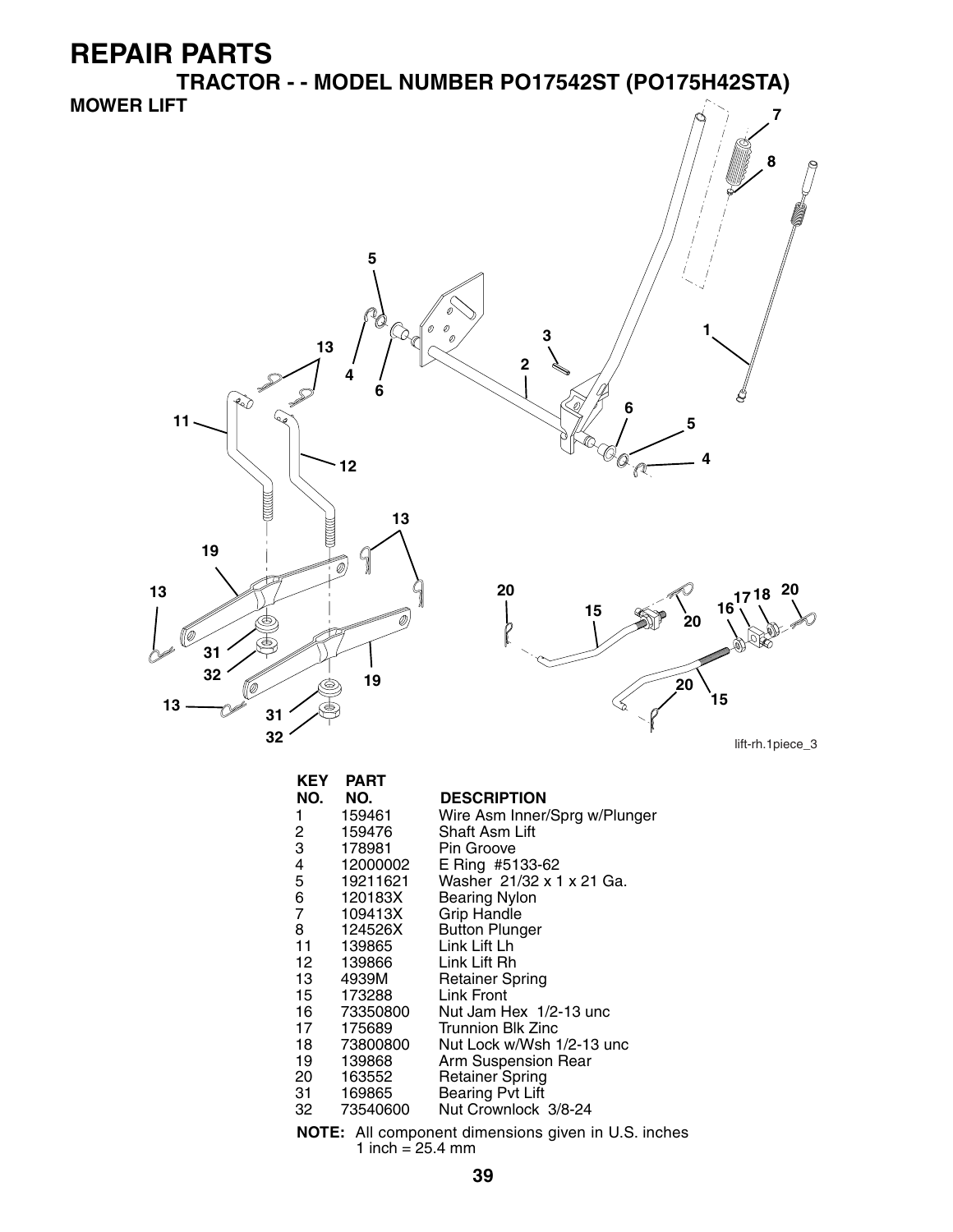# REPAIR PARTS

## TRACTOR - - MODEL NUMBER PO17542ST (PO175H42STA)

### MOWER LIFT

lift-rh.1piece_3

| KEY NO. | PART NO. | DESCRIPTION |
|---|---|---|
| 1 | 159461 | Wire Asm Inner/Sprg w/Plunger |
| 2 | 159476 | Shaft Asm Lift |
| 3 | 178981 | Pin Groove |
| 4 | 12000002 | E Ring #5133-62 |
| 5 | 19211621 | Washer 21/32 x 1 x 21 Ga. |
| 6 | 120183X | Bearing Nylon |
| 7 | 109413X | Grip Handle |
| 8 | 124526X | Button Plunger |
| 11 | 139865 | Link Lift Lh |
| 12 | 139866 | Link Lift Rh |
| 13 | 4939M | Retainer Spring |
| 15 | 173288 | Link Front |
| 16 | 73350800 | Nut Jam Hex 1/2-13 unc |
| 17 | 175689 | Trunnion Blk Zinc |
| 18 | 73800800 | Nut Lock w/Wsh 1/2-13 unc |
| 19 | 139868 | Arm Suspension Rear |
| 20 | 163552 | Retainer Spring |
| 31 | 169865 | Bearing Pvt Lift |
| 32 | 73540600 | Nut Crownlock 3/8-24 |

**NOTE:** All component dimensions given in U.S. inches
1 inch = 25.4 mm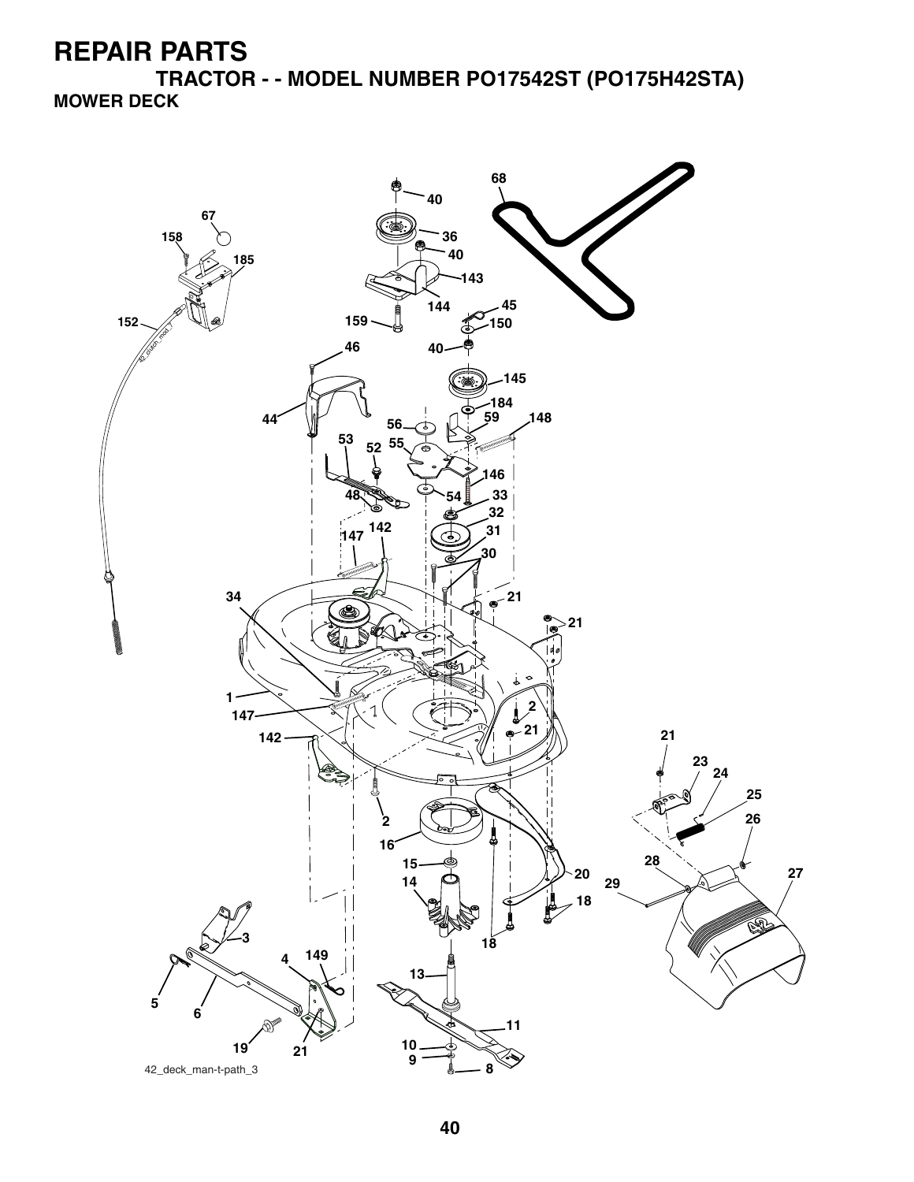# REPAIR PARTS

## TRACTOR - - MODEL NUMBER PO17542ST (PO175H42STA)

### MOWER DECK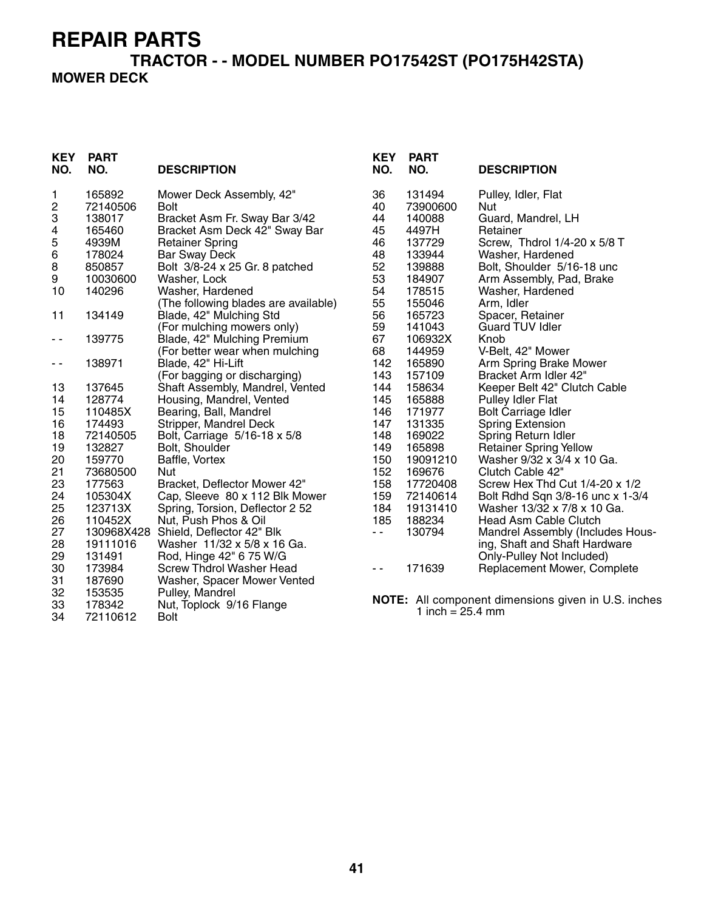# REPAIR PARTS

## TRACTOR - - MODEL NUMBER PO17542ST (PO175H42STA)

### MOWER DECK

| KEY NO. | PART NO. | DESCRIPTION |
|---|---|---|
| 1 | 165892 | Mower Deck Assembly, 42" |
| 2 | 72140506 | Bolt |
| 3 | 138017 | Bracket Asm Fr. Sway Bar 3/42 |
| 4 | 165460 | Bracket Asm Deck 42" Sway Bar |
| 5 | 4939M | Retainer Spring |
| 6 | 178024 | Bar Sway Deck |
| 8 | 850857 | Bolt 3/8-24 x 25 Gr. 8 patched |
| 9 | 10030600 | Washer, Lock |
| 10 | 140296 | Washer, Hardened |
| | | (The following blades are available) |
| 11 | 134149 | Blade, 42" Mulching Std |
| | | (For mulching mowers only) |
| - - | 139775 | Blade, 42" Mulching Premium |
| | | (For better wear when mulching |
| - - | 138971 | Blade, 42" Hi-Lift |
| | | (For bagging or discharging) |
| 13 | 137645 | Shaft Assembly, Mandrel, Vented |
| 14 | 128774 | Housing, Mandrel, Vented |
| 15 | 110485X | Bearing, Ball, Mandrel |
| 16 | 174493 | Stripper, Mandrel Deck |
| 18 | 72140505 | Bolt, Carriage 5/16-18 x 5/8 |
| 19 | 132827 | Bolt, Shoulder |
| 20 | 159770 | Baffle, Vortex |
| 21 | 73680500 | Nut |
| 23 | 177563 | Bracket, Deflector Mower 42" |
| 24 | 105304X | Cap, Sleeve 80 x 112 Blk Mower |
| 25 | 123713X | Spring, Torsion, Deflector 2 52 |
| 26 | 110452X | Nut, Push Phos & Oil |
| 27 | 130968X428 | Shield, Deflector 42" Blk |
| 28 | 19111016 | Washer 11/32 x 5/8 x 16 Ga. |
| 29 | 131491 | Rod, Hinge 42" 6 75 W/G |
| 30 | 173984 | Screw Thdrol Washer Head |
| 31 | 187690 | Washer, Spacer Mower Vented |
| 32 | 153535 | Pulley, Mandrel |
| 33 | 178342 | Nut, Toplock 9/16 Flange |
| 34 | 72110612 | Bolt |
| 36 | 131494 | Pulley, Idler, Flat |
| 40 | 73900600 | Nut |
| 44 | 140088 | Guard, Mandrel, LH |
| 45 | 4497H | Retainer |
| 46 | 137729 | Screw, Thdrol 1/4-20 x 5/8 T |
| 48 | 133944 | Washer, Hardened |
| 52 | 139888 | Bolt, Shoulder 5/16-18 unc |
| 53 | 184907 | Arm Assembly, Pad, Brake |
| 54 | 178515 | Washer, Hardened |
| 55 | 155046 | Arm, Idler |
| 56 | 165723 | Spacer, Retainer |
| 59 | 141043 | Guard TUV Idler |
| 67 | 106932X | Knob |
| 68 | 144959 | V-Belt, 42" Mower |
| 142 | 165890 | Arm Spring Brake Mower |
| 143 | 157109 | Bracket Arm Idler 42" |
| 144 | 158634 | Keeper Belt 42" Clutch Cable |
| 145 | 165888 | Pulley Idler Flat |
| 146 | 171977 | Bolt Carriage Idler |
| 147 | 131335 | Spring Extension |
| 148 | 169022 | Spring Return Idler |
| 149 | 165898 | Retainer Spring Yellow |
| 150 | 19091210 | Washer 9/32 x 3/4 x 10 Ga. |
| 152 | 169676 | Clutch Cable 42" |
| 158 | 17720408 | Screw Hex Thd Cut 1/4-20 x 1/2 |
| 159 | 72140614 | Bolt Rdhd Sqn 3/8-16 unc x 1-3/4 |
| 184 | 19131410 | Washer 13/32 x 7/8 x 10 Ga. |
| 185 | 188234 | Head Asm Cable Clutch |
| - - | 130794 | Mandrel Assembly (Includes Housing, Shaft and Shaft Hardware Only-Pulley Not Included) |
| - - | 171639 | Replacement Mower, Complete |

**NOTE:** All component dimensions given in U.S. inches
1 inch = 25.4 mm